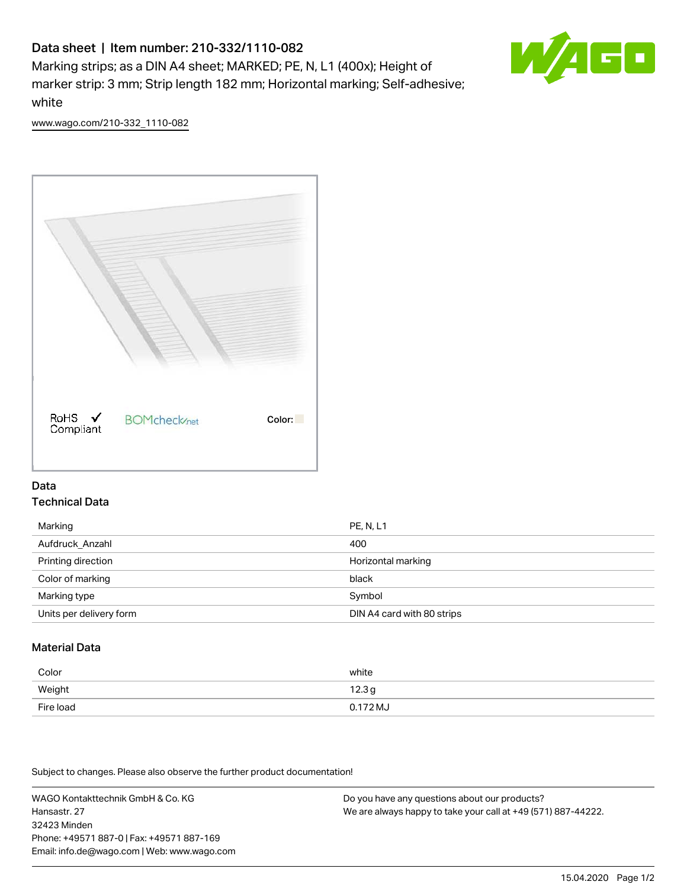# Data sheet | Item number: 210-332/1110-082

Marking strips; as a DIN A4 sheet; MARKED; PE, N, L1 (400x); Height of marker strip: 3 mm; Strip length 182 mm; Horizontal marking; Self-adhesive; white

www.wago.com/210-332_1110-082

RoHS Compliant

BOMcheck.net

Color:

## Data

### Technical Data

| Marking | PE, N, L1 |
|---|---|
| Aufdruck_Anzahl | 400 |
| Printing direction | Horizontal marking |
| Color of marking | black |
| Marking type | Symbol |
| Units per delivery form | DIN A4 card with 80 strips |

### Material Data

| Color | white |
|---|---|
| Weight | 12.3 g |
| Fire load | 0.172 MJ |

Subject to changes. Please also observe the further product documentation!

WAGO Kontakttechnik GmbH & Co. KG
Hansastr. 27
32423 Minden
Phone: +49571 887-0 | Fax: +49571 887-169
Email: info.de@wago.com | Web: www.wago.com

Do you have any questions about our products?
We are always happy to take your call at +49 (571) 887-44222.

15.04.2020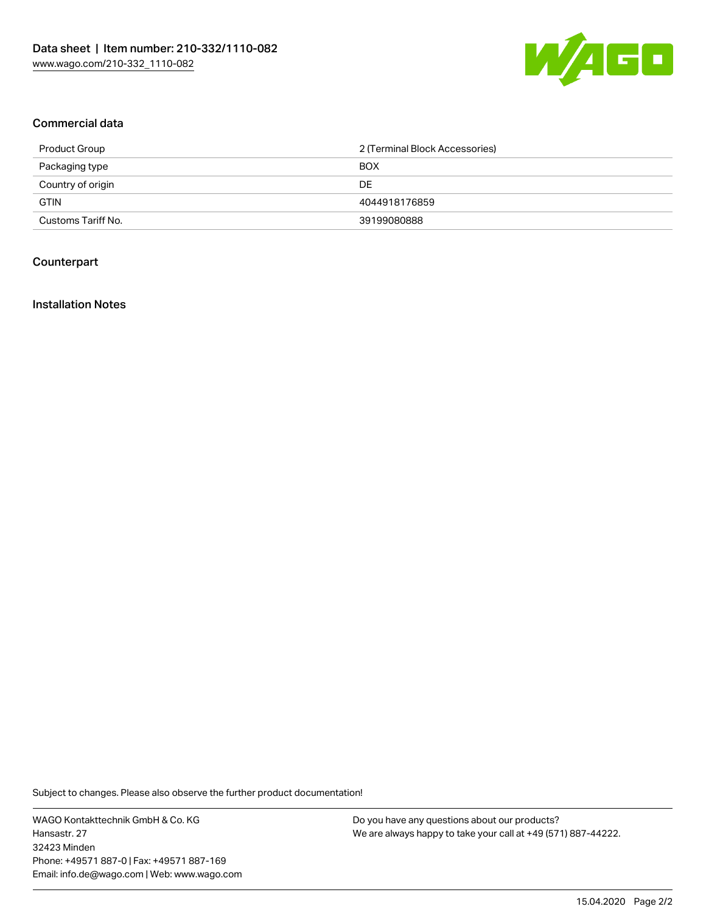## Commercial data

| | |
|---|---|
| Product Group | 2 (Terminal Block Accessories) |
| Packaging type | BOX |
| Country of origin | DE |
| GTIN | 4044918176859 |
| Customs Tariff No. | 39199080888 |

## Counterpart

## Installation Notes

Subject to changes. Please also observe the further product documentation!

WAGO Kontakttechnik GmbH & Co. KG
Hansastr. 27
32423 Minden
Phone: +49571 887-0 | Fax: +49571 887-169
Email: info.de@wago.com | Web: www.wago.com

Do you have any questions about our products?
We are always happy to take your call at +49 (571) 887-44222.